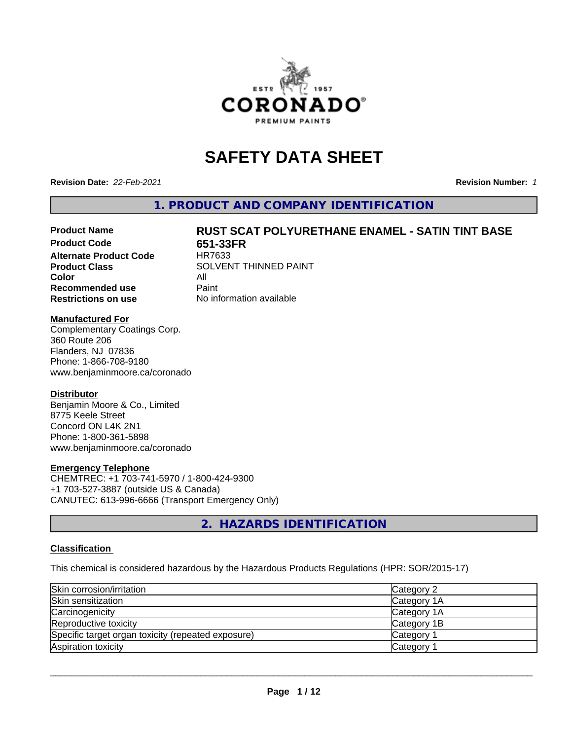# SAFETY DATA SHEET

**Revision Date:** *22-Feb-2021* **Revision Number:** *1*

## 1. PRODUCT AND COMPANY IDENTIFICATION

| | |
|---|---|
| **Product Name** | **RUST SCAT POLYURETHANE ENAMEL - SATIN TINT BASE** |
| **Product Code** | **651-33FR** |
| **Alternate Product Code** | HR7633 |
| **Product Class** | SOLVENT THINNED PAINT |
| **Color** | All |
| **Recommended use** | Paint |
| **Restrictions on use** | No information available |

**Manufactured For**
Complementary Coatings Corp.
360 Route 206
Flanders, NJ 07836
Phone: 1-866-708-9180
www.benjaminmoore.ca/coronado

**Distributor**
Benjamin Moore & Co., Limited
8775 Keele Street
Concord ON L4K 2N1
Phone: 1-800-361-5898
www.benjaminmoore.ca/coronado

**Emergency Telephone**
CHEMTREC: +1 703-741-5970 / 1-800-424-9300
+1 703-527-3887 (outside US & Canada)
CANUTEC: 613-996-6666 (Transport Emergency Only)

## 2. HAZARDS IDENTIFICATION

**Classification**

This chemical is considered hazardous by the Hazardous Products Regulations (HPR: SOR/2015-17)

| | |
|---|---|
| Skin corrosion/irritation | Category 2 |
| Skin sensitization | Category 1A |
| Carcinogenicity | Category 1A |
| Reproductive toxicity | Category 1B |
| Specific target organ toxicity (repeated exposure) | Category 1 |
| Aspiration toxicity | Category 1 |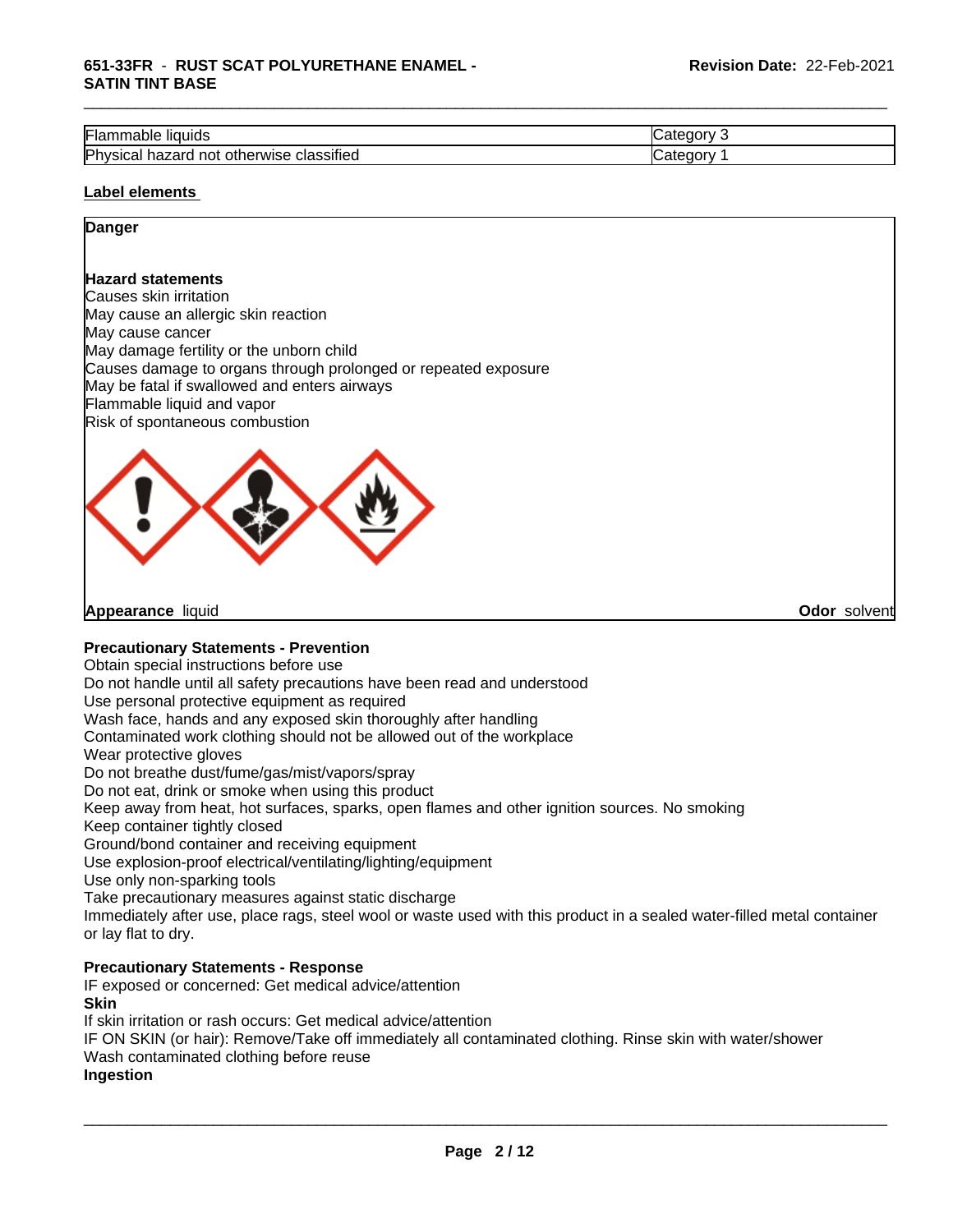| Flammable liquids | Category 3 |
|---|---|
| Physical hazard not otherwise classified | Category 1 |

**Label elements**

**Danger**

**Hazard statements**
Causes skin irritation
May cause an allergic skin reaction
May cause cancer
May damage fertility or the unborn child
Causes damage to organs through prolonged or repeated exposure
May be fatal if swallowed and enters airways
Flammable liquid and vapor
Risk of spontaneous combustion

**Appearance** liquid

**Odor** solvent

**Precautionary Statements - Prevention**
Obtain special instructions before use
Do not handle until all safety precautions have been read and understood
Use personal protective equipment as required
Wash face, hands and any exposed skin thoroughly after handling
Contaminated work clothing should not be allowed out of the workplace
Wear protective gloves
Do not breathe dust/fume/gas/mist/vapors/spray
Do not eat, drink or smoke when using this product
Keep away from heat, hot surfaces, sparks, open flames and other ignition sources. No smoking
Keep container tightly closed
Ground/bond container and receiving equipment
Use explosion-proof electrical/ventilating/lighting/equipment
Use only non-sparking tools
Take precautionary measures against static discharge
Immediately after use, place rags, steel wool or waste used with this product in a sealed water-filled metal container or lay flat to dry.

**Precautionary Statements - Response**
IF exposed or concerned: Get medical advice/attention
**Skin**
If skin irritation or rash occurs: Get medical advice/attention
IF ON SKIN (or hair): Remove/Take off immediately all contaminated clothing. Rinse skin with water/shower
Wash contaminated clothing before reuse
**Ingestion**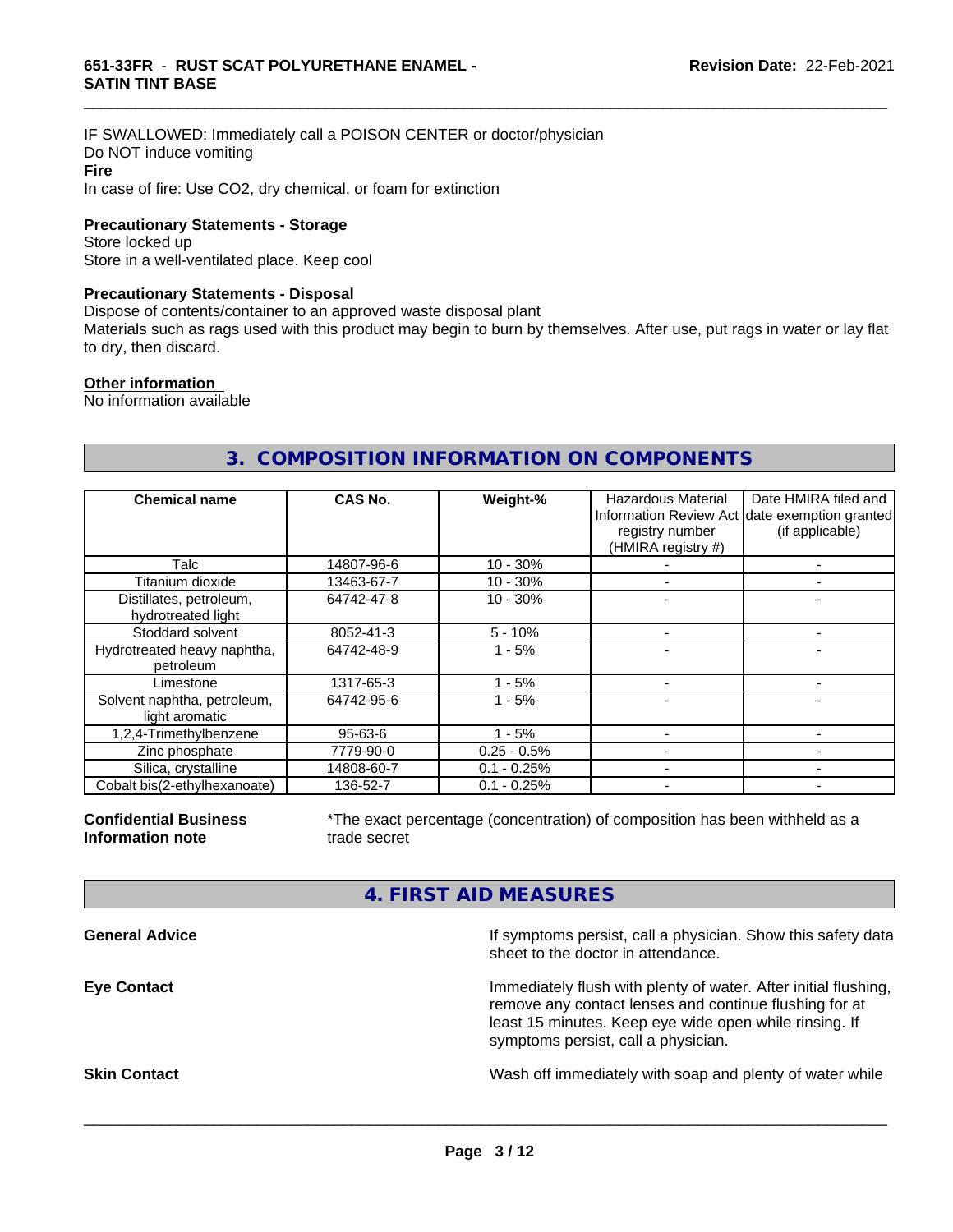IF SWALLOWED: Immediately call a POISON CENTER or doctor/physician
Do NOT induce vomiting

**Fire**

In case of fire: Use CO2, dry chemical, or foam for extinction

**Precautionary Statements - Storage**

Store locked up
Store in a well-ventilated place. Keep cool

**Precautionary Statements - Disposal**

Dispose of contents/container to an approved waste disposal plant
Materials such as rags used with this product may begin to burn by themselves. After use, put rags in water or lay flat to dry, then discard.

**Other information**

No information available

## 3. COMPOSITION INFORMATION ON COMPONENTS

| Chemical name | CAS No. | Weight-% | Hazardous Material Information Review Act registry number (HMIRA registry #) | Date HMIRA filed and date exemption granted (if applicable) |
|---|---|---|---|---|
| Talc | 14807-96-6 | 10 - 30% | - | - |
| Titanium dioxide | 13463-67-7 | 10 - 30% | - | - |
| Distillates, petroleum, hydrotreated light | 64742-47-8 | 10 - 30% | - | - |
| Stoddard solvent | 8052-41-3 | 5 - 10% | - | - |
| Hydrotreated heavy naphtha, petroleum | 64742-48-9 | 1 - 5% | - | - |
| Limestone | 1317-65-3 | 1 - 5% | - | - |
| Solvent naphtha, petroleum, light aromatic | 64742-95-6 | 1 - 5% | - | - |
| 1,2,4-Trimethylbenzene | 95-63-6 | 1 - 5% | - | - |
| Zinc phosphate | 7779-90-0 | 0.25 - 0.5% | - | - |
| Silica, crystalline | 14808-60-7 | 0.1 - 0.25% | - | - |
| Cobalt bis(2-ethylhexanoate) | 136-52-7 | 0.1 - 0.25% | - | - |

**Confidential Business Information note**

*The exact percentage (concentration) of composition has been withheld as a trade secret

## 4. FIRST AID MEASURES

**General Advice**

If symptoms persist, call a physician. Show this safety data sheet to the doctor in attendance.

**Eye Contact**

Immediately flush with plenty of water. After initial flushing, remove any contact lenses and continue flushing for at least 15 minutes. Keep eye wide open while rinsing. If symptoms persist, call a physician.

**Skin Contact**

Wash off immediately with soap and plenty of water while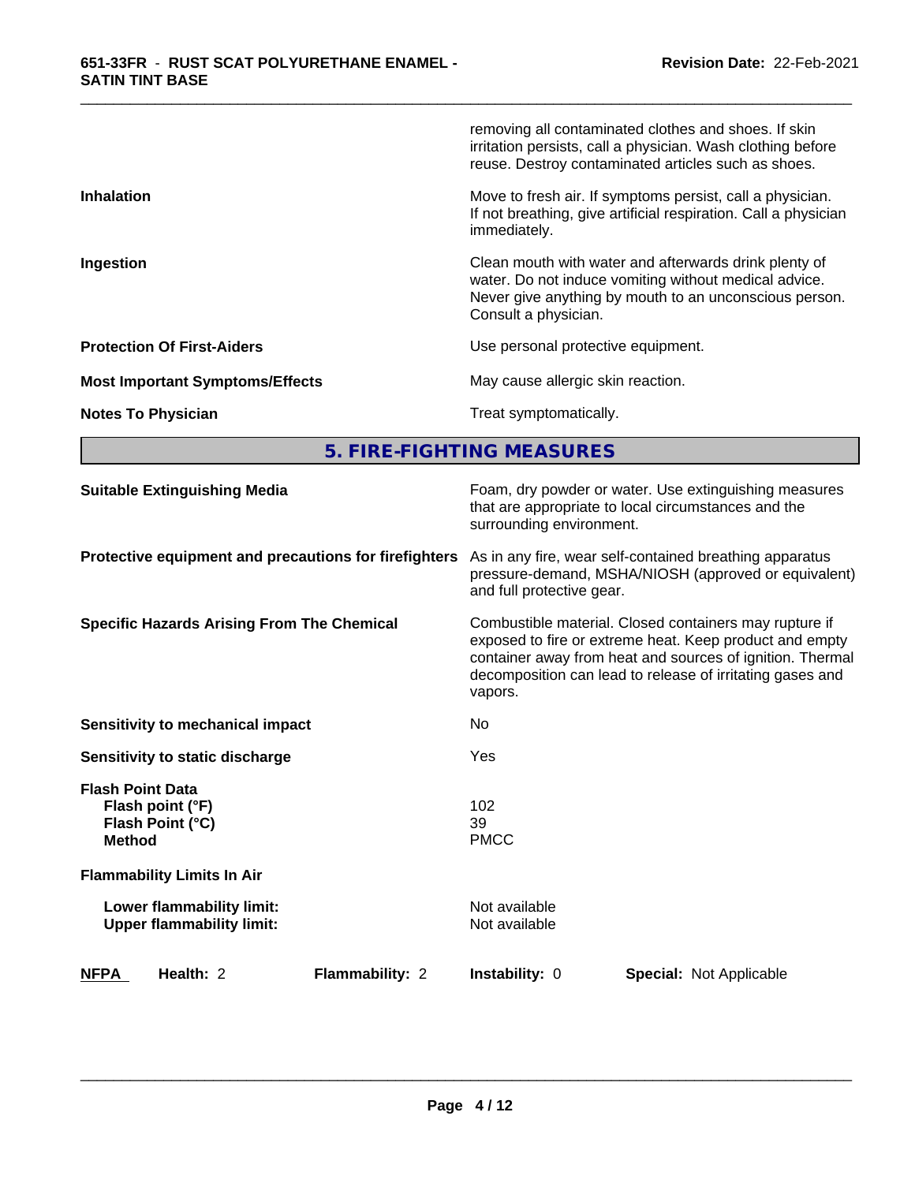| | |
|---|---|
| | removing all contaminated clothes and shoes. If skin irritation persists, call a physician. Wash clothing before reuse. Destroy contaminated articles such as shoes. |
| **Inhalation** | Move to fresh air. If symptoms persist, call a physician. If not breathing, give artificial respiration. Call a physician immediately. |
| **Ingestion** | Clean mouth with water and afterwards drink plenty of water. Do not induce vomiting without medical advice. Never give anything by mouth to an unconscious person. Consult a physician. |
| **Protection Of First-Aiders** | Use personal protective equipment. |
| **Most Important Symptoms/Effects** | May cause allergic skin reaction. |
| **Notes To Physician** | Treat symptomatically. |

## 5. FIRE-FIGHTING MEASURES

| | |
|---|---|
| **Suitable Extinguishing Media** | Foam, dry powder or water. Use extinguishing measures that are appropriate to local circumstances and the surrounding environment. |
| **Protective equipment and precautions for firefighters** | As in any fire, wear self-contained breathing apparatus pressure-demand, MSHA/NIOSH (approved or equivalent) and full protective gear. |
| **Specific Hazards Arising From The Chemical** | Combustible material. Closed containers may rupture if exposed to fire or extreme heat. Keep product and empty container away from heat and sources of ignition. Thermal decomposition can lead to release of irritating gases and vapors. |
| **Sensitivity to mechanical impact** | No |
| **Sensitivity to static discharge** | Yes |
| **Flash Point Data** | |
| **Flash point (°F)** | 102 |
| **Flash Point (°C)** | 39 |
| **Method** | PMCC |
| **Flammability Limits In Air** | |
| **Lower flammability limit:** | Not available |
| **Upper flammability limit:** | Not available |

| **NFPA** | **Health:** 2 | **Flammability:** 2 | **Instability:** 0 | **Special:** Not Applicable |
|---|---|---|---|---|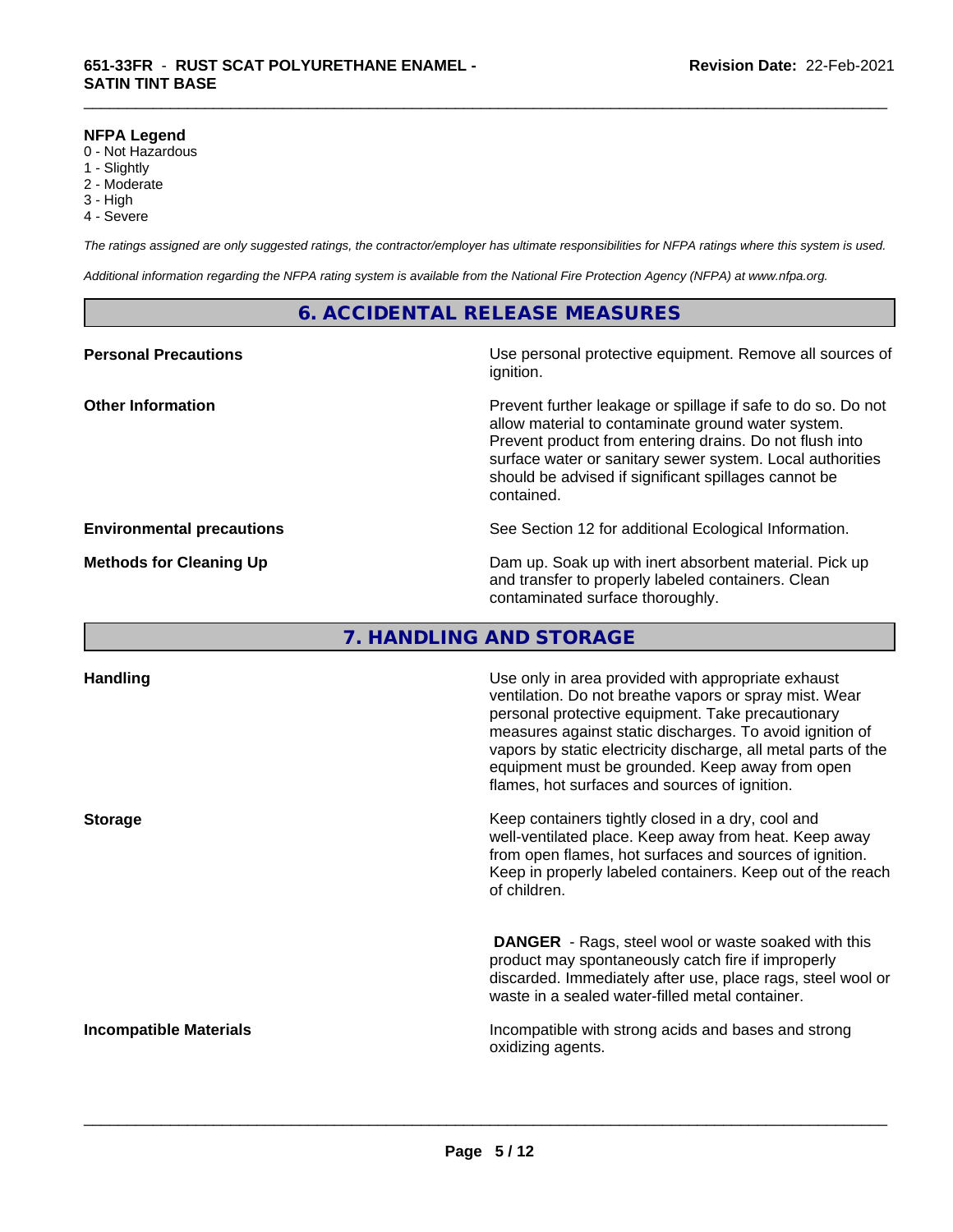**NFPA Legend**
0 - Not Hazardous
1 - Slightly
2 - Moderate
3 - High
4 - Severe

*The ratings assigned are only suggested ratings, the contractor/employer has ultimate responsibilities for NFPA ratings where this system is used.*

*Additional information regarding the NFPA rating system is available from the National Fire Protection Agency (NFPA) at www.nfpa.org.*

## 6. ACCIDENTAL RELEASE MEASURES

| | |
|---|---|
| **Personal Precautions** | Use personal protective equipment. Remove all sources of ignition. |
| **Other Information** | Prevent further leakage or spillage if safe to do so. Do not allow material to contaminate ground water system. Prevent product from entering drains. Do not flush into surface water or sanitary sewer system. Local authorities should be advised if significant spillages cannot be contained. |
| **Environmental precautions** | See Section 12 for additional Ecological Information. |
| **Methods for Cleaning Up** | Dam up. Soak up with inert absorbent material. Pick up and transfer to properly labeled containers. Clean contaminated surface thoroughly. |

## 7. HANDLING AND STORAGE

| | |
|---|---|
| **Handling** | Use only in area provided with appropriate exhaust ventilation. Do not breathe vapors or spray mist. Wear personal protective equipment. Take precautionary measures against static discharges. To avoid ignition of vapors by static electricity discharge, all metal parts of the equipment must be grounded. Keep away from open flames, hot surfaces and sources of ignition. |
| **Storage** | Keep containers tightly closed in a dry, cool and well-ventilated place. Keep away from heat. Keep away from open flames, hot surfaces and sources of ignition. Keep in properly labeled containers. Keep out of the reach of children.<br><br>**DANGER** - Rags, steel wool or waste soaked with this product may spontaneously catch fire if improperly discarded. Immediately after use, place rags, steel wool or waste in a sealed water-filled metal container. |
| **Incompatible Materials** | Incompatible with strong acids and bases and strong oxidizing agents. |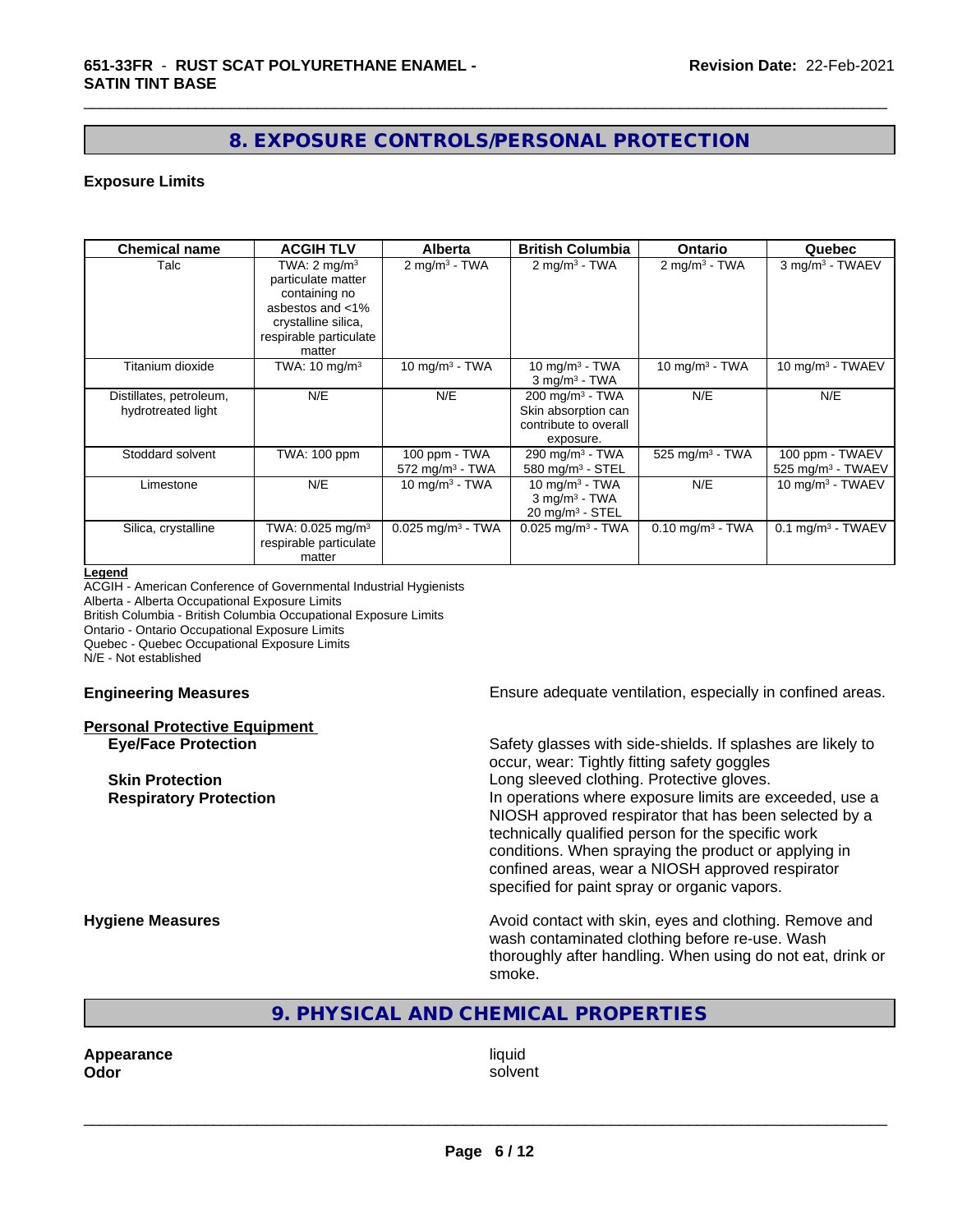## 8. EXPOSURE CONTROLS/PERSONAL PROTECTION

### Exposure Limits

| Chemical name | ACGIH TLV | Alberta | British Columbia | Ontario | Quebec |
|---|---|---|---|---|---|
| Talc | TWA: 2 mg/m$^3$ particulate matter containing no asbestos and <1% crystalline silica, respirable particulate matter | 2 mg/m$^3$ - TWA | 2 mg/m$^3$ - TWA | 2 mg/m$^3$ - TWA | 3 mg/m$^3$ - TWAEV |
| Titanium dioxide | TWA: 10 mg/m$^3$ | 10 mg/m$^3$ - TWA | 10 mg/m$^3$ - TWA<br>3 mg/m$^3$ - TWA | 10 mg/m$^3$ - TWA | 10 mg/m$^3$ - TWAEV |
| Distillates, petroleum, hydrotreated light | N/E | N/E | 200 mg/m$^3$ - TWA<br>Skin absorption can contribute to overall exposure. | N/E | N/E |
| Stoddard solvent | TWA: 100 ppm | 100 ppm - TWA<br>572 mg/m$^3$ - TWA | 290 mg/m$^3$ - TWA<br>580 mg/m$^3$ - STEL | 525 mg/m$^3$ - TWA | 100 ppm - TWAEV<br>525 mg/m$^3$ - TWAEV |
| Limestone | N/E | 10 mg/m$^3$ - TWA | 10 mg/m$^3$ - TWA<br>3 mg/m$^3$ - TWA<br>20 mg/m$^3$ - STEL | N/E | 10 mg/m$^3$ - TWAEV |
| Silica, crystalline | TWA: 0.025 mg/m$^3$ respirable particulate matter | 0.025 mg/m$^3$ - TWA | 0.025 mg/m$^3$ - TWA | 0.10 mg/m$^3$ - TWA | 0.1 mg/m$^3$ - TWAEV |

**Legend**

ACGIH - American Conference of Governmental Industrial Hygienists
Alberta - Alberta Occupational Exposure Limits
British Columbia - British Columbia Occupational Exposure Limits
Ontario - Ontario Occupational Exposure Limits
Quebec - Quebec Occupational Exposure Limits
N/E - Not established

**Engineering Measures** Ensure adequate ventilation, especially in confined areas.

**Personal Protective Equipment**

**Eye/Face Protection** Safety glasses with side-shields. If splashes are likely to occur, wear: Tightly fitting safety goggles

**Skin Protection** Long sleeved clothing. Protective gloves.

**Respiratory Protection** In operations where exposure limits are exceeded, use a NIOSH approved respirator that has been selected by a technically qualified person for the specific work conditions. When spraying the product or applying in confined areas, wear a NIOSH approved respirator specified for paint spray or organic vapors.

**Hygiene Measures** Avoid contact with skin, eyes and clothing. Remove and wash contaminated clothing before re-use. Wash thoroughly after handling. When using do not eat, drink or smoke.

## 9. PHYSICAL AND CHEMICAL PROPERTIES

**Appearance** liquid
**Odor** solvent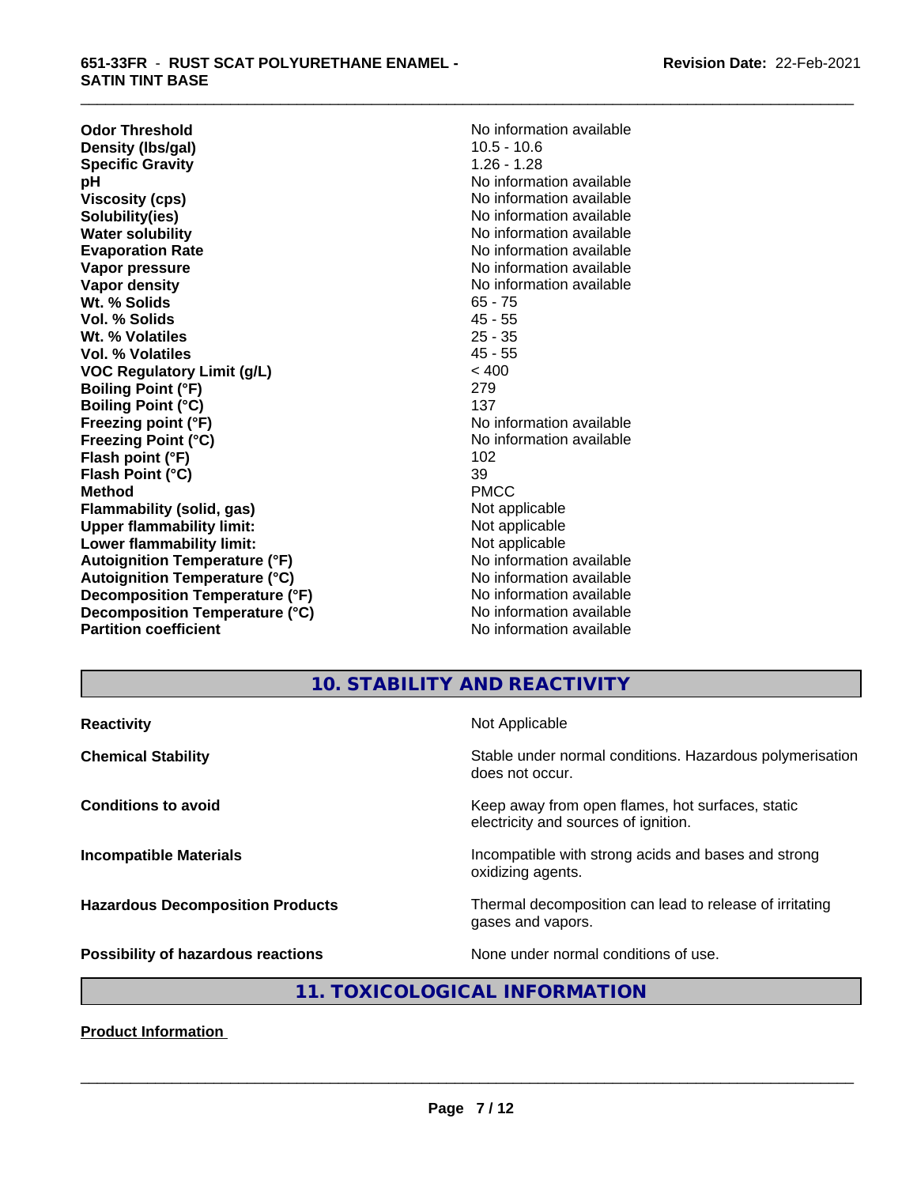| | |
|---|---|
| **Odor Threshold** | No information available |
| **Density (lbs/gal)** | 10.5 - 10.6 |
| **Specific Gravity** | 1.26 - 1.28 |
| **pH** | No information available |
| **Viscosity (cps)** | No information available |
| **Solubility(ies)** | No information available |
| **Water solubility** | No information available |
| **Evaporation Rate** | No information available |
| **Vapor pressure** | No information available |
| **Vapor density** | No information available |
| **Wt. % Solids** | 65 - 75 |
| **Vol. % Solids** | 45 - 55 |
| **Wt. % Volatiles** | 25 - 35 |
| **Vol. % Volatiles** | 45 - 55 |
| **VOC Regulatory Limit (g/L)** | < 400 |
| **Boiling Point (°F)** | 279 |
| **Boiling Point (°C)** | 137 |
| **Freezing point (°F)** | No information available |
| **Freezing Point (°C)** | No information available |
| **Flash point (°F)** | 102 |
| **Flash Point (°C)** | 39 |
| **Method** | PMCC |
| **Flammability (solid, gas)** | Not applicable |
| **Upper flammability limit:** | Not applicable |
| **Lower flammability limit:** | Not applicable |
| **Autoignition Temperature (°F)** | No information available |
| **Autoignition Temperature (°C)** | No information available |
| **Decomposition Temperature (°F)** | No information available |
| **Decomposition Temperature (°C)** | No information available |
| **Partition coefficient** | No information available |

## 10. STABILITY AND REACTIVITY

| | |
|---|---|
| **Reactivity** | Not Applicable |
| **Chemical Stability** | Stable under normal conditions. Hazardous polymerisation does not occur. |
| **Conditions to avoid** | Keep away from open flames, hot surfaces, static electricity and sources of ignition. |
| **Incompatible Materials** | Incompatible with strong acids and bases and strong oxidizing agents. |
| **Hazardous Decomposition Products** | Thermal decomposition can lead to release of irritating gases and vapors. |
| **Possibility of hazardous reactions** | None under normal conditions of use. |

## 11. TOXICOLOGICAL INFORMATION

**Product Information**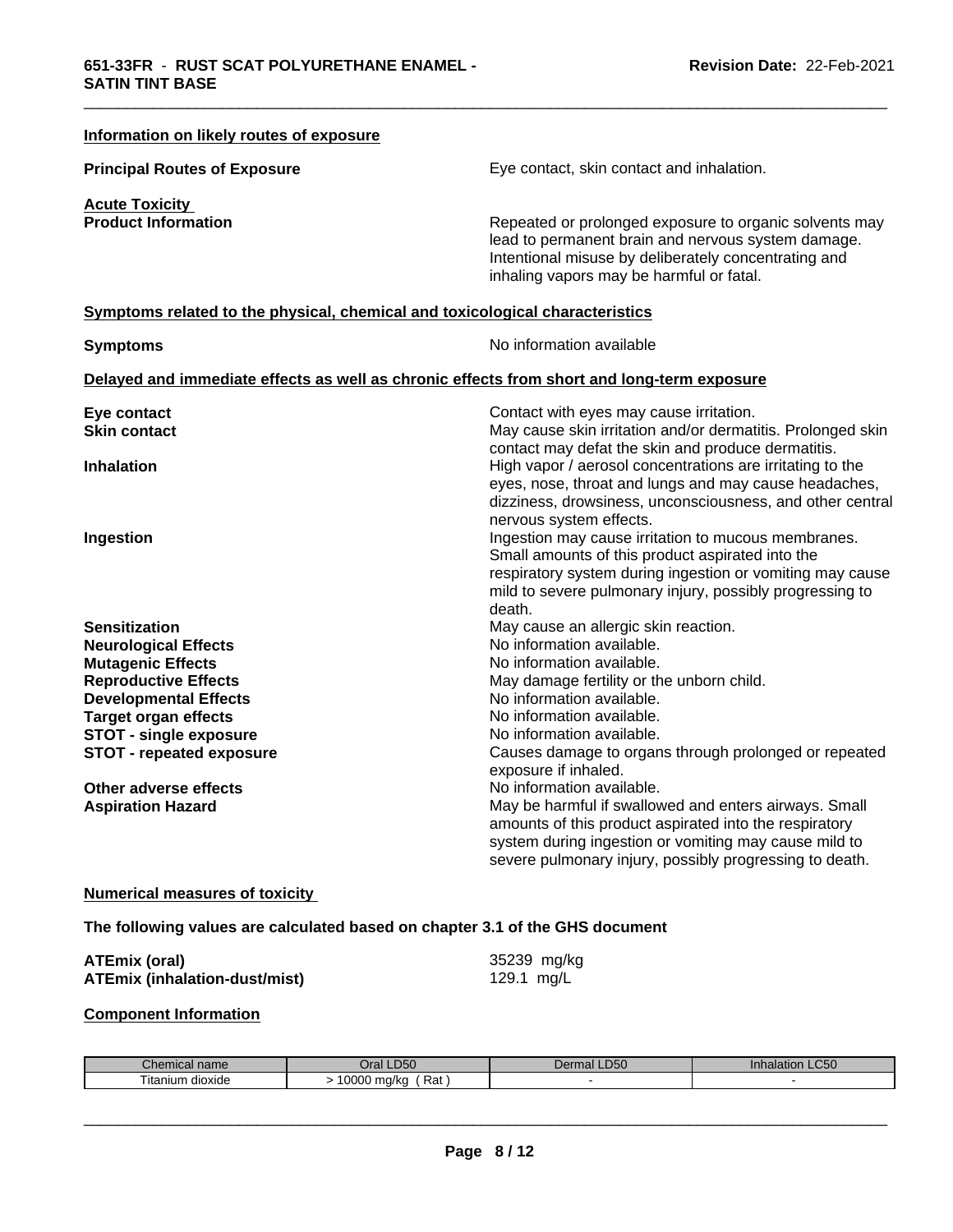**Information on likely routes of exposure**

**Principal Routes of Exposure** Eye contact, skin contact and inhalation.

**Acute Toxicity**

**Product Information** Repeated or prolonged exposure to organic solvents may lead to permanent brain and nervous system damage. Intentional misuse by deliberately concentrating and inhaling vapors may be harmful or fatal.

**Symptoms related to the physical, chemical and toxicological characteristics**

**Symptoms** No information available

**Delayed and immediate effects as well as chronic effects from short and long-term exposure**

**Eye contact** Contact with eyes may cause irritation.

**Skin contact** May cause skin irritation and/or dermatitis. Prolonged skin contact may defat the skin and produce dermatitis.

**Inhalation** High vapor / aerosol concentrations are irritating to the eyes, nose, throat and lungs and may cause headaches, dizziness, drowsiness, unconsciousness, and other central nervous system effects.

**Ingestion** Ingestion may cause irritation to mucous membranes. Small amounts of this product aspirated into the respiratory system during ingestion or vomiting may cause mild to severe pulmonary injury, possibly progressing to death.

**Sensitization** May cause an allergic skin reaction.

**Neurological Effects** No information available.

**Mutagenic Effects** No information available.

**Reproductive Effects** May damage fertility or the unborn child.

**Developmental Effects** No information available.

**Target organ effects** No information available.

**STOT - single exposure** No information available.

**STOT - repeated exposure** Causes damage to organs through prolonged or repeated exposure if inhaled.

**Other adverse effects** No information available.

**Aspiration Hazard** May be harmful if swallowed and enters airways. Small amounts of this product aspirated into the respiratory system during ingestion or vomiting may cause mild to severe pulmonary injury, possibly progressing to death.

**Numerical measures of toxicity**

**The following values are calculated based on chapter 3.1 of the GHS document**

**ATEmix (oral)** 35239 mg/kg

**ATEmix (inhalation-dust/mist)** 129.1 mg/L

**Component Information**

| Chemical name | Oral LD50 | Dermal LD50 | Inhalation LC50 |
|---|---|---|---|
| Titanium dioxide | > 10000 mg/kg ( Rat ) | - | - |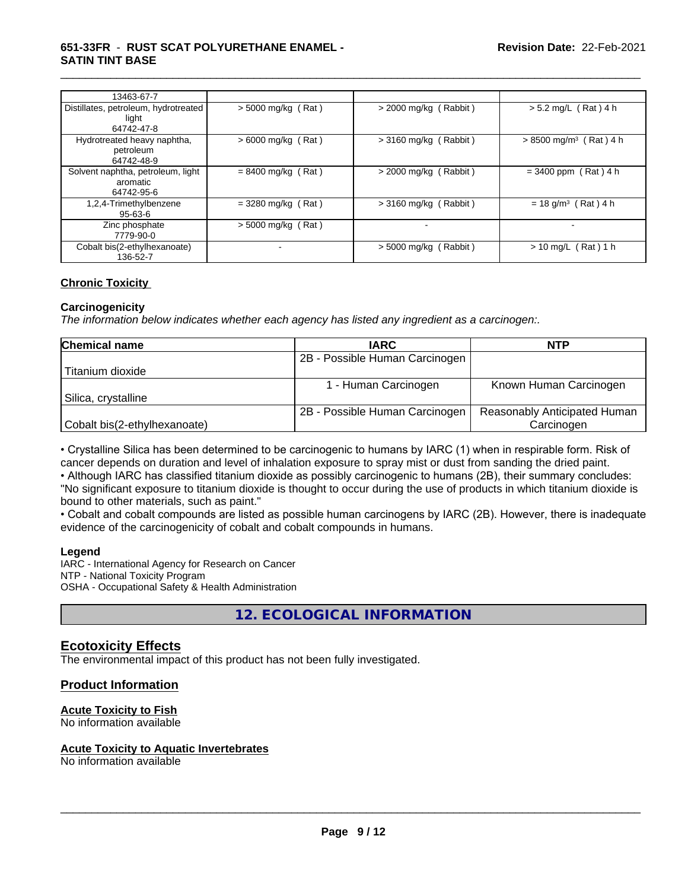| | | | |
|---|---|---|---|
| 13463-67-7 | | | |
| Distillates, petroleum, hydrotreated light<br>64742-47-8 | > 5000 mg/kg ( Rat ) | > 2000 mg/kg ( Rabbit ) | > 5.2 mg/L ( Rat ) 4 h |
| Hydrotreated heavy naphtha, petroleum<br>64742-48-9 | > 6000 mg/kg ( Rat ) | > 3160 mg/kg ( Rabbit ) | > 8500 mg/m³ ( Rat ) 4 h |
| Solvent naphtha, petroleum, light aromatic<br>64742-95-6 | = 8400 mg/kg ( Rat ) | > 2000 mg/kg ( Rabbit ) | = 3400 ppm ( Rat ) 4 h |
| 1,2,4-Trimethylbenzene<br>95-63-6 | = 3280 mg/kg ( Rat ) | > 3160 mg/kg ( Rabbit ) | = 18 g/m³ ( Rat ) 4 h |
| Zinc phosphate<br>7779-90-0 | > 5000 mg/kg ( Rat ) | - | - |
| Cobalt bis(2-ethylhexanoate)<br>136-52-7 | - | > 5000 mg/kg ( Rabbit ) | > 10 mg/L ( Rat ) 1 h |

## Chronic Toxicity

### Carcinogenicity

*The information below indicates whether each agency has listed any ingredient as a carcinogen:.*

| Chemical name | IARC | NTP |
|---|---|---|
| Titanium dioxide | 2B - Possible Human Carcinogen | |
| Silica, crystalline | 1 - Human Carcinogen | Known Human Carcinogen |
| Cobalt bis(2-ethylhexanoate) | 2B - Possible Human Carcinogen | Reasonably Anticipated Human Carcinogen |

• Crystalline Silica has been determined to be carcinogenic to humans by IARC (1) when in respirable form. Risk of cancer depends on duration and level of inhalation exposure to spray mist or dust from sanding the dried paint.
• Although IARC has classified titanium dioxide as possibly carcinogenic to humans (2B), their summary concludes: "No significant exposure to titanium dioxide is thought to occur during the use of products in which titanium dioxide is bound to other materials, such as paint."
• Cobalt and cobalt compounds are listed as possible human carcinogens by IARC (2B). However, there is inadequate evidence of the carcinogenicity of cobalt and cobalt compounds in humans.

**Legend**
IARC - International Agency for Research on Cancer
NTP - National Toxicity Program
OSHA - Occupational Safety & Health Administration

# 12. ECOLOGICAL INFORMATION

## Ecotoxicity Effects

The environmental impact of this product has not been fully investigated.

## Product Information

**Acute Toxicity to Fish**
No information available

**Acute Toxicity to Aquatic Invertebrates**
No information available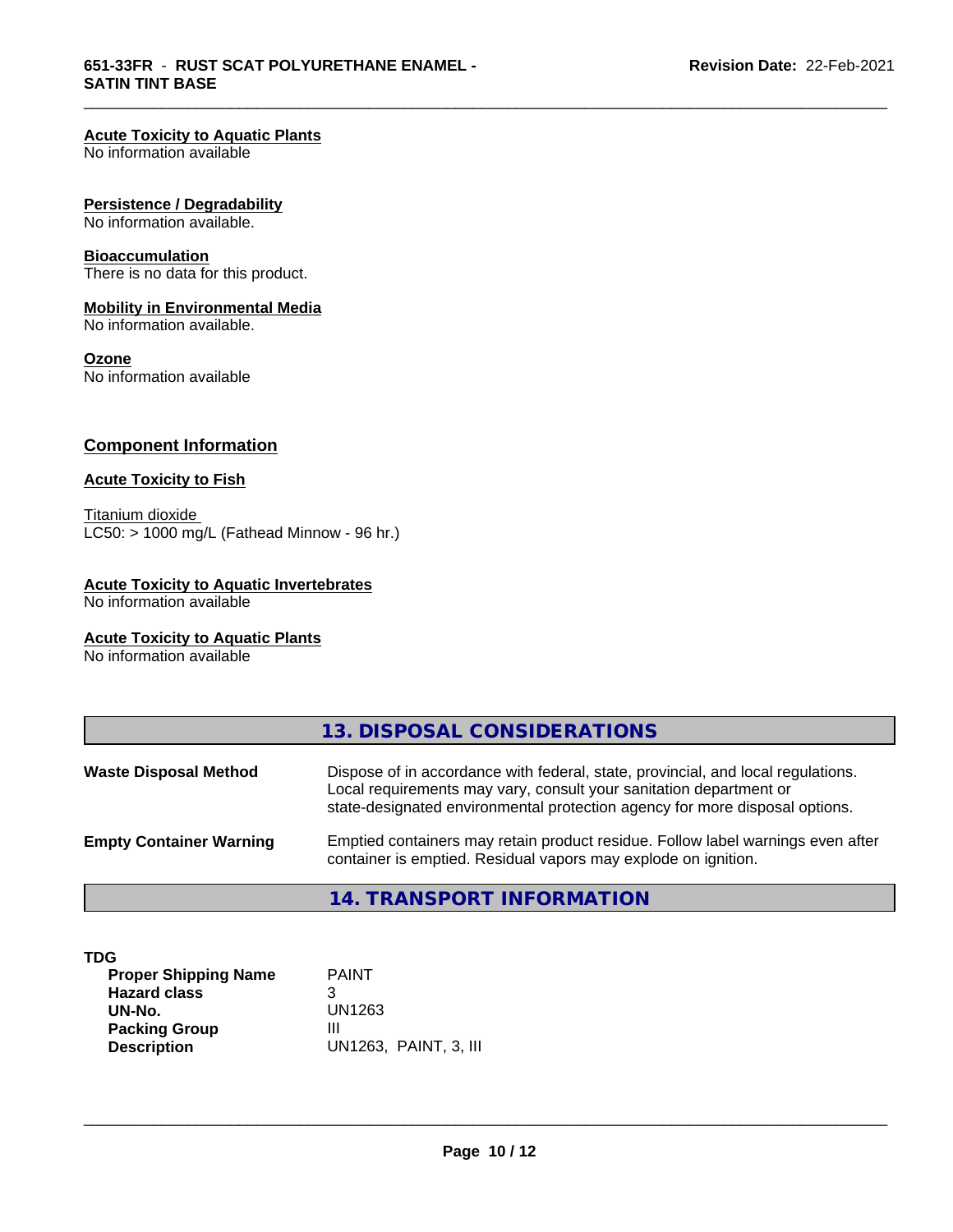**Acute Toxicity to Aquatic Plants**
No information available

**Persistence / Degradability**
No information available.

**Bioaccumulation**
There is no data for this product.

**Mobility in Environmental Media**
No information available.

**Ozone**
No information available

## Component Information

**Acute Toxicity to Fish**

Titanium dioxide
LC50: > 1000 mg/L (Fathead Minnow - 96 hr.)

**Acute Toxicity to Aquatic Invertebrates**
No information available

**Acute Toxicity to Aquatic Plants**
No information available

## 13. DISPOSAL CONSIDERATIONS

| | |
|---|---|
| **Waste Disposal Method** | Dispose of in accordance with federal, state, provincial, and local regulations. Local requirements may vary, consult your sanitation department or state-designated environmental protection agency for more disposal options. |
| **Empty Container Warning** | Emptied containers may retain product residue. Follow label warnings even after container is emptied. Residual vapors may explode on ignition. |

## 14. TRANSPORT INFORMATION

**TDG**

| | |
|---|---|
| **Proper Shipping Name** | PAINT |
| **Hazard class** | 3 |
| **UN-No.** | UN1263 |
| **Packing Group** | III |
| **Description** | UN1263, PAINT, 3, III |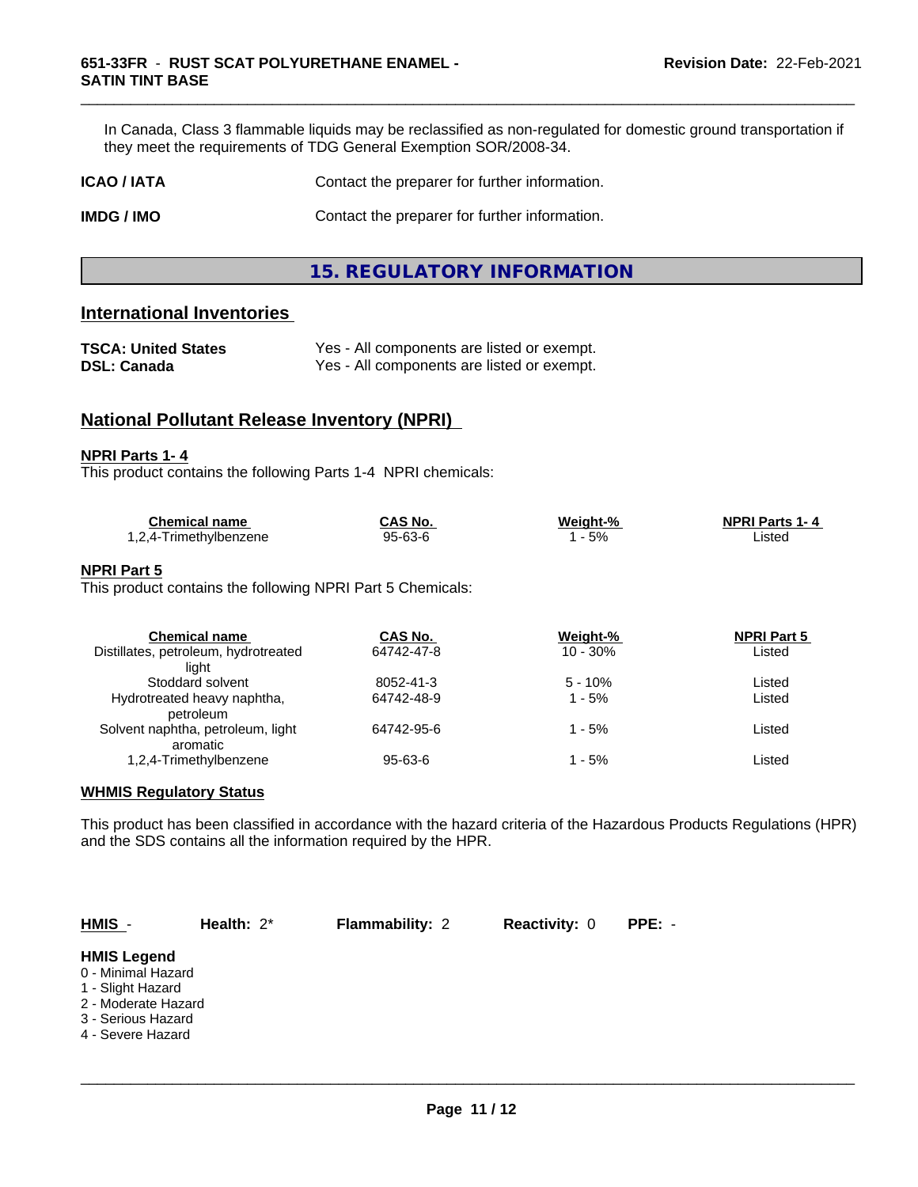In Canada, Class 3 flammable liquids may be reclassified as non-regulated for domestic ground transportation if they meet the requirements of TDG General Exemption SOR/2008-34.

**ICAO / IATA** Contact the preparer for further information.

**IMDG / IMO** Contact the preparer for further information.

## 15. REGULATORY INFORMATION

### International Inventories

**TSCA: United States** Yes - All components are listed or exempt.
**DSL: Canada** Yes - All components are listed or exempt.

### National Pollutant Release Inventory (NPRI)

**NPRI Parts 1- 4**
This product contains the following Parts 1-4 NPRI chemicals:

| Chemical name | CAS No. | Weight-% | NPRI Parts 1- 4 |
|---|---|---|---|
| 1,2,4-Trimethylbenzene | 95-63-6 | 1 - 5% | Listed |

**NPRI Part 5**
This product contains the following NPRI Part 5 Chemicals:

| Chemical name | CAS No. | Weight-% | NPRI Part 5 |
|---|---|---|---|
| Distillates, petroleum, hydrotreated light | 64742-47-8 | 10 - 30% | Listed |
| Stoddard solvent | 8052-41-3 | 5 - 10% | Listed |
| Hydrotreated heavy naphtha, petroleum | 64742-48-9 | 1 - 5% | Listed |
| Solvent naphtha, petroleum, light aromatic | 64742-95-6 | 1 - 5% | Listed |
| 1,2,4-Trimethylbenzene | 95-63-6 | 1 - 5% | Listed |

**WHMIS Regulatory Status**

This product has been classified in accordance with the hazard criteria of the Hazardous Products Regulations (HPR) and the SDS contains all the information required by the HPR.

**HMIS** - **Health:** 2* **Flammability:** 2 **Reactivity:** 0 **PPE:** -

**HMIS Legend**
0 - Minimal Hazard
1 - Slight Hazard
2 - Moderate Hazard
3 - Serious Hazard
4 - Severe Hazard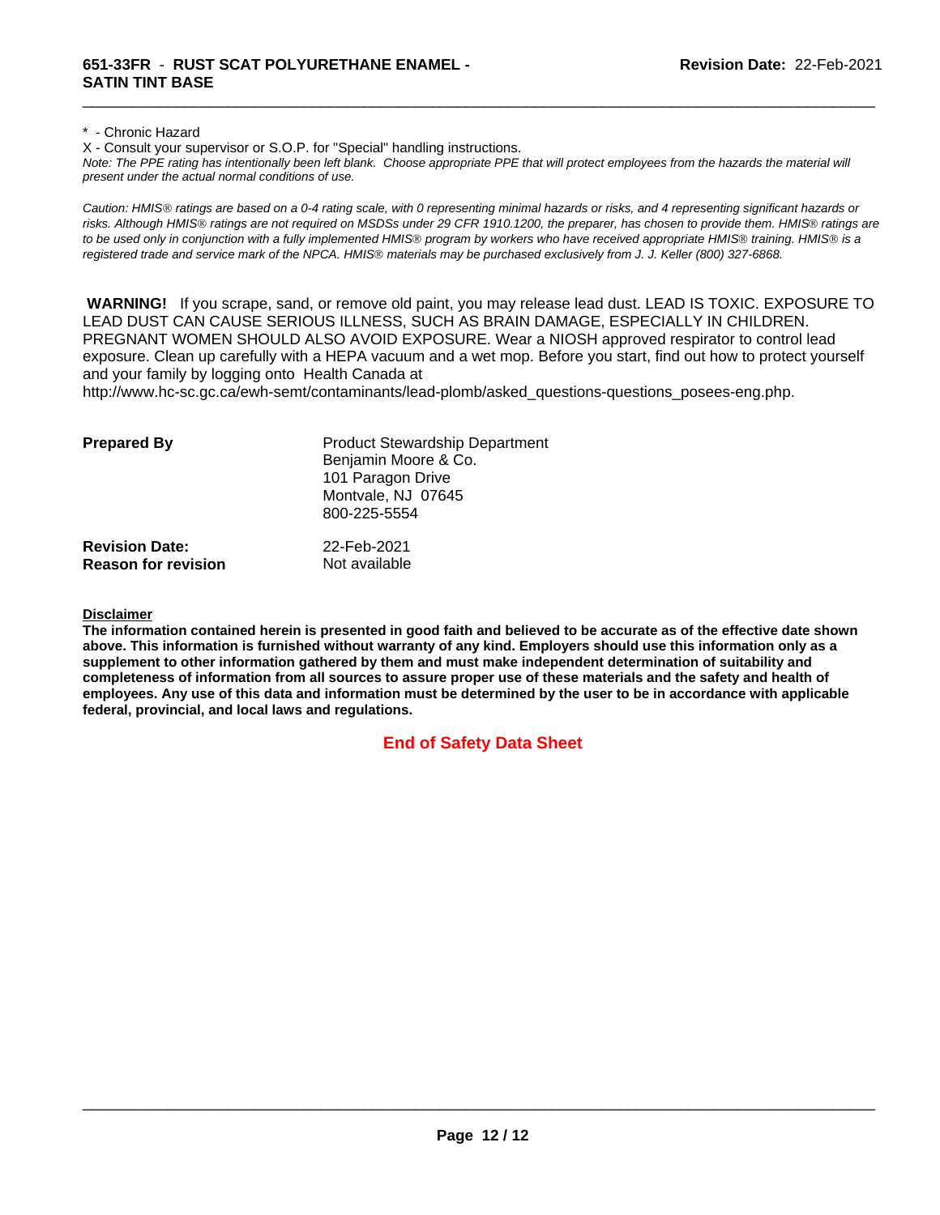\* - Chronic Hazard

X - Consult your supervisor or S.O.P. for "Special" handling instructions.

*Note: The PPE rating has intentionally been left blank. Choose appropriate PPE that will protect employees from the hazards the material will present under the actual normal conditions of use.*

*Caution: HMIS® ratings are based on a 0-4 rating scale, with 0 representing minimal hazards or risks, and 4 representing significant hazards or risks. Although HMIS® ratings are not required on MSDSs under 29 CFR 1910.1200, the preparer, has chosen to provide them. HMIS® ratings are to be used only in conjunction with a fully implemented HMIS® program by workers who have received appropriate HMIS® training. HMIS® is a registered trade and service mark of the NPCA. HMIS® materials may be purchased exclusively from J. J. Keller (800) 327-6868.*

**WARNING!** If you scrape, sand, or remove old paint, you may release lead dust. LEAD IS TOXIC. EXPOSURE TO LEAD DUST CAN CAUSE SERIOUS ILLNESS, SUCH AS BRAIN DAMAGE, ESPECIALLY IN CHILDREN. PREGNANT WOMEN SHOULD ALSO AVOID EXPOSURE. Wear a NIOSH approved respirator to control lead exposure. Clean up carefully with a HEPA vacuum and a wet mop. Before you start, find out how to protect yourself and your family by logging onto Health Canada at http://www.hc-sc.gc.ca/ewh-semt/contaminants/lead-plomb/asked_questions-questions_posees-eng.php.

| | |
|---|---|
| **Prepared By** | Product Stewardship Department<br>Benjamin Moore & Co.<br>101 Paragon Drive<br>Montvale, NJ 07645<br>800-225-5554 |
| **Revision Date:** | 22-Feb-2021 |
| **Reason for revision** | Not available |

**Disclaimer**

**The information contained herein is presented in good faith and believed to be accurate as of the effective date shown above. This information is furnished without warranty of any kind. Employers should use this information only as a supplement to other information gathered by them and must make independent determination of suitability and completeness of information from all sources to assure proper use of these materials and the safety and health of employees. Any use of this data and information must be determined by the user to be in accordance with applicable federal, provincial, and local laws and regulations.**

**End of Safety Data Sheet**